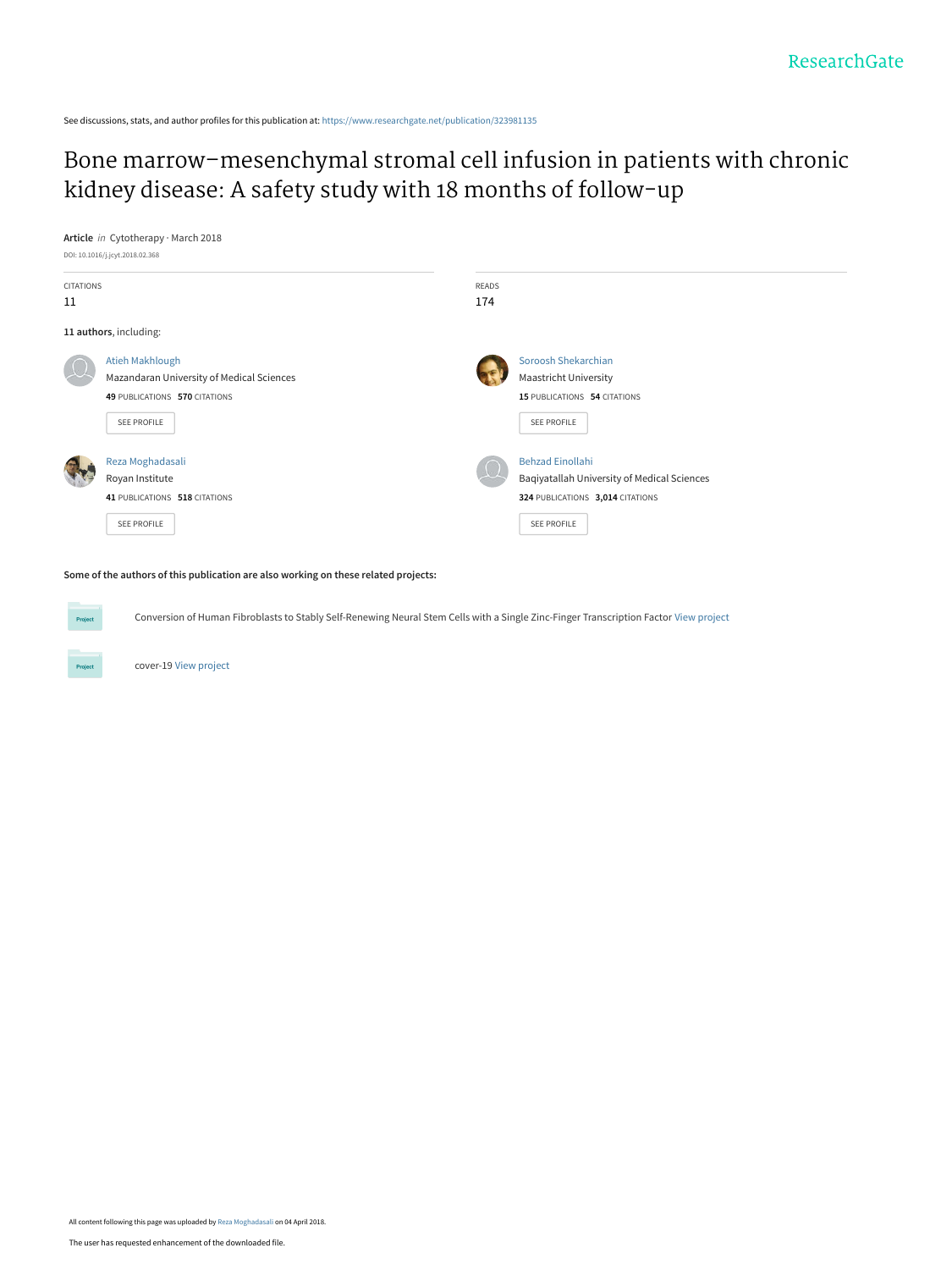ResearchGate

See discussions, stats, and author profiles for this publication at: https://www.researchgate.net/publication/323981135

# Bone marrow–mesenchymal stromal cell infusion in patients with chronic kidney disease: A safety study with 18 months of follow-up

**Article** *in* Cytotherapy · March 2018

DOI: 10.1016/j.jcyt.2018.02.368

| CITATIONS | READS |
|---|---|
| 11 | 174 |

**11 authors**, including:

Atieh Makhlough
Mazandaran University of Medical Sciences
**49** PUBLICATIONS **570** CITATIONS
SEE PROFILE

Soroosh Shekarchian
Maastricht University
**15** PUBLICATIONS **54** CITATIONS
SEE PROFILE

Reza Moghadasali
Royan Institute
**41** PUBLICATIONS **518** CITATIONS
SEE PROFILE

Behzad Einollahi
Baqiyatallah University of Medical Sciences
**324** PUBLICATIONS **3,014** CITATIONS
SEE PROFILE

**Some of the authors of this publication are also working on these related projects:**

Project: Conversion of Human Fibroblasts to Stably Self-Renewing Neural Stem Cells with a Single Zinc-Finger Transcription Factor View project

Project: cover-19 View project

All content following this page was uploaded by Reza Moghadasali on 04 April 2018.

The user has requested enhancement of the downloaded file.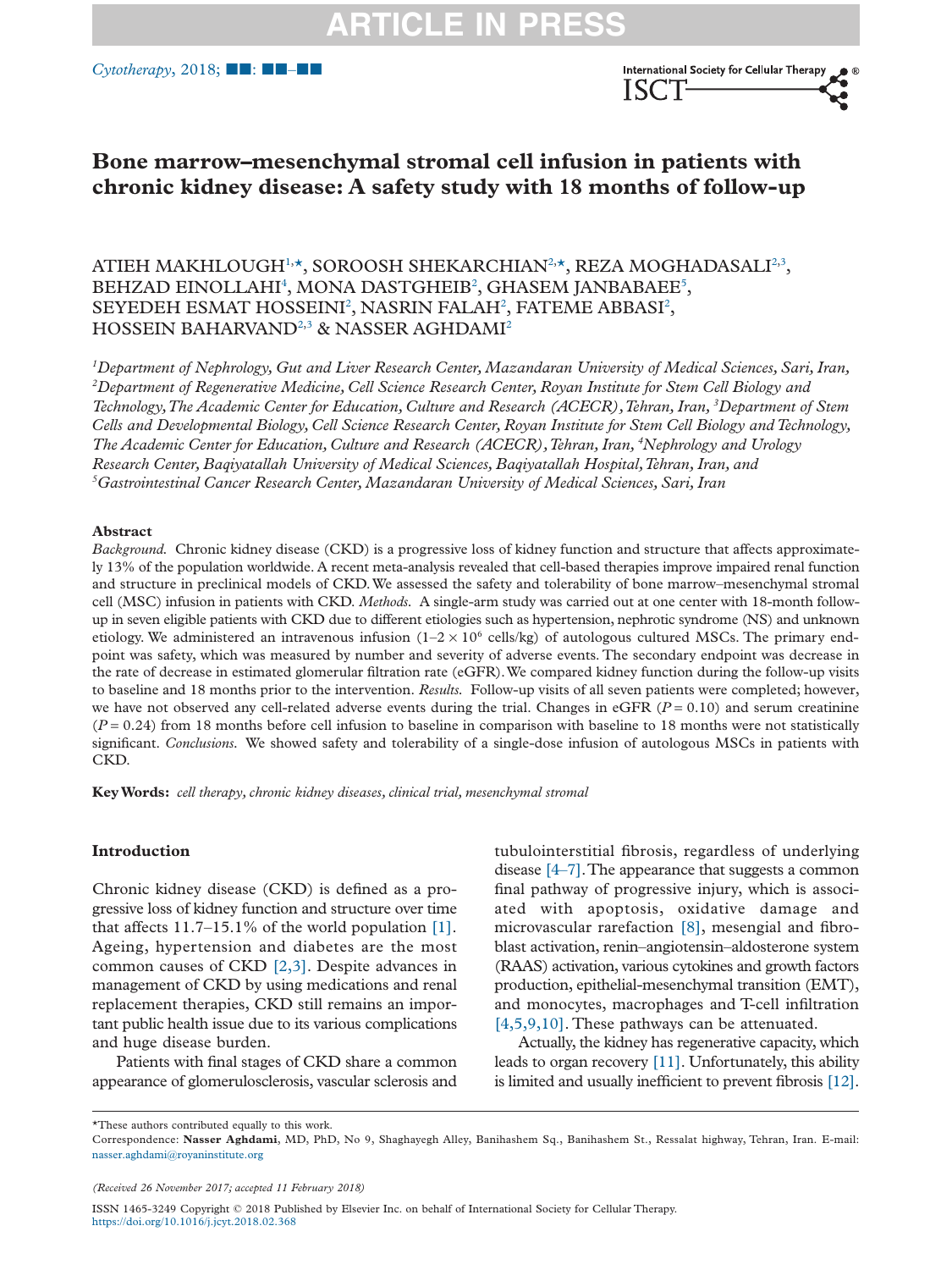# Bone marrow–mesenchymal stromal cell infusion in patients with chronic kidney disease: A safety study with 18 months of follow-up

ATIEH MAKHLOUGH[1,*], SOROOSH SHEKARCHIAN[2,*], REZA MOGHADASALI[2,3], BEHZAD EINOLLAHI[4], MONA DASTGHEIB[2], GHASEM JANBABAEE[5], SEYEDEH ESMAT HOSSEINI[2], NASRIN FALAH[2], FATEME ABBASI[2], HOSSEIN BAHARVAND[2,3] & NASSER AGHDAMI[2]

*[1]Department of Nephrology, Gut and Liver Research Center, Mazandaran University of Medical Sciences, Sari, Iran, [2]Department of Regenerative Medicine, Cell Science Research Center, Royan Institute for Stem Cell Biology and Technology, The Academic Center for Education, Culture and Research (ACECR), Tehran, Iran, [3]Department of Stem Cells and Developmental Biology, Cell Science Research Center, Royan Institute for Stem Cell Biology and Technology, The Academic Center for Education, Culture and Research (ACECR), Tehran, Iran, [4]Nephrology and Urology Research Center, Baqiyatallah University of Medical Sciences, Baqiyatallah Hospital, Tehran, Iran, and [5]Gastrointestinal Cancer Research Center, Mazandaran University of Medical Sciences, Sari, Iran*

## Abstract

*Background.* Chronic kidney disease (CKD) is a progressive loss of kidney function and structure that affects approximately 13% of the population worldwide. A recent meta-analysis revealed that cell-based therapies improve impaired renal function and structure in preclinical models of CKD. We assessed the safety and tolerability of bone marrow–mesenchymal stromal cell (MSC) infusion in patients with CKD. *Methods.* A single-arm study was carried out at one center with 18-month follow-up in seven eligible patients with CKD due to different etiologies such as hypertension, nephrotic syndrome (NS) and unknown etiology. We administered an intravenous infusion ($1–2 \times 10^6$ cells/kg) of autologous cultured MSCs. The primary endpoint was safety, which was measured by number and severity of adverse events. The secondary endpoint was decrease in the rate of decrease in estimated glomerular filtration rate (eGFR). We compared kidney function during the follow-up visits to baseline and 18 months prior to the intervention. *Results.* Follow-up visits of all seven patients were completed; however, we have not observed any cell-related adverse events during the trial. Changes in eGFR ($P = 0.10$) and serum creatinine ($P = 0.24$) from 18 months before cell infusion to baseline in comparison with baseline to 18 months were not statistically significant. *Conclusions.* We showed safety and tolerability of a single-dose infusion of autologous MSCs in patients with CKD.

**Key Words:** *cell therapy, chronic kidney diseases, clinical trial, mesenchymal stromal*

## Introduction

Chronic kidney disease (CKD) is defined as a progressive loss of kidney function and structure over time that affects 11.7–15.1% of the world population [1]. Ageing, hypertension and diabetes are the most common causes of CKD [2,3]. Despite advances in management of CKD by using medications and renal replacement therapies, CKD still remains an important public health issue due to its various complications and huge disease burden.

Patients with final stages of CKD share a common appearance of glomerulosclerosis, vascular sclerosis and tubulointerstitial fibrosis, regardless of underlying disease [4–7]. The appearance that suggests a common final pathway of progressive injury, which is associated with apoptosis, oxidative damage and microvascular rarefaction [8], mesengial and fibroblast activation, renin–angiotensin–aldosterone system (RAAS) activation, various cytokines and growth factors production, epithelial-mesenchymal transition (EMT), and monocytes, macrophages and T-cell infiltration [4,5,9,10]. These pathways can be attenuated.

Actually, the kidney has regenerative capacity, which leads to organ recovery [11]. Unfortunately, this ability is limited and usually inefficient to prevent fibrosis [12].

*These authors contributed equally to this work.

Correspondence: **Nasser Aghdami**, MD, PhD, No 9, Shaghayegh Alley, Banihashem Sq., Banihashem St., Ressalat highway, Tehran, Iran. E-mail: nasser.aghdami@royaninstitute.org

*(Received 26 November 2017; accepted 11 February 2018)*

ISSN 1465-3249 Copyright © 2018 Published by Elsevier Inc. on behalf of International Society for Cellular Therapy.
https://doi.org/10.1016/j.jcyt.2018.02.368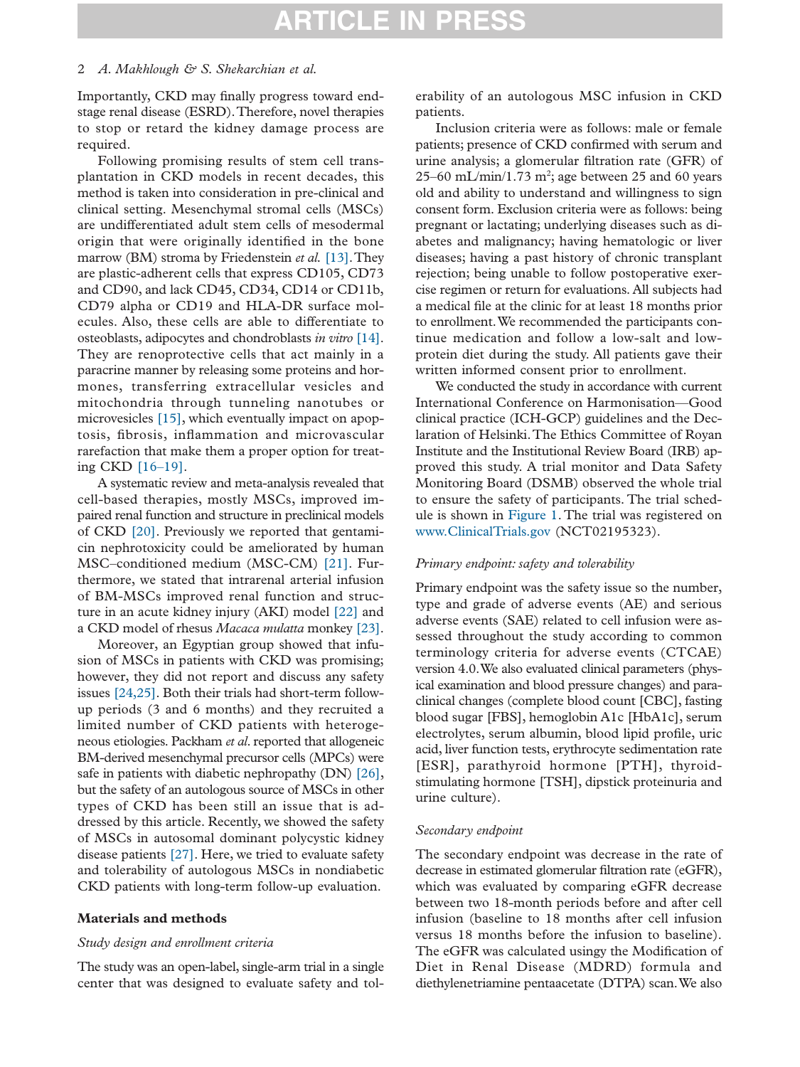Importantly, CKD may finally progress toward end-stage renal disease (ESRD). Therefore, novel therapies to stop or retard the kidney damage process are required.

Following promising results of stem cell transplantation in CKD models in recent decades, this method is taken into consideration in pre-clinical and clinical setting. Mesenchymal stromal cells (MSCs) are undifferentiated adult stem cells of mesodermal origin that were originally identified in the bone marrow (BM) stroma by Friedenstein *et al.* [13]. They are plastic-adherent cells that express CD105, CD73 and CD90, and lack CD45, CD34, CD14 or CD11b, CD79 alpha or CD19 and HLA-DR surface molecules. Also, these cells are able to differentiate to osteoblasts, adipocytes and chondroblasts *in vitro* [14]. They are renoprotective cells that act mainly in a paracrine manner by releasing some proteins and hormones, transferring extracellular vesicles and mitochondria through tunneling nanotubes or microvesicles [15], which eventually impact on apoptosis, fibrosis, inflammation and microvascular rarefaction that make them a proper option for treating CKD [16–19].

A systematic review and meta-analysis revealed that cell-based therapies, mostly MSCs, improved impaired renal function and structure in preclinical models of CKD [20]. Previously we reported that gentamicin nephrotoxicity could be ameliorated by human MSC–conditioned medium (MSC-CM) [21]. Furthermore, we stated that intrarenal arterial infusion of BM-MSCs improved renal function and structure in an acute kidney injury (AKI) model [22] and a CKD model of rhesus *Macaca mulatta* monkey [23].

Moreover, an Egyptian group showed that infusion of MSCs in patients with CKD was promising; however, they did not report and discuss any safety issues [24,25]. Both their trials had short-term follow-up periods (3 and 6 months) and they recruited a limited number of CKD patients with heterogeneous etiologies. Packham *et al.* reported that allogeneic BM-derived mesenchymal precursor cells (MPCs) were safe in patients with diabetic nephropathy (DN) [26], but the safety of an autologous source of MSCs in other types of CKD has been still an issue that is addressed by this article. Recently, we showed the safety of MSCs in autosomal dominant polycystic kidney disease patients [27]. Here, we tried to evaluate safety and tolerability of autologous MSCs in nondiabetic CKD patients with long-term follow-up evaluation.

## Materials and methods

### Study design and enrollment criteria

The study was an open-label, single-arm trial in a single center that was designed to evaluate safety and tolerability of an autologous MSC infusion in CKD patients.

Inclusion criteria were as follows: male or female patients; presence of CKD confirmed with serum and urine analysis; a glomerular filtration rate (GFR) of 25–60 mL/min/1.73 $m^2$; age between 25 and 60 years old and ability to understand and willingness to sign consent form. Exclusion criteria were as follows: being pregnant or lactating; underlying diseases such as diabetes and malignancy; having hematologic or liver diseases; having a past history of chronic transplant rejection; being unable to follow postoperative exercise regimen or return for evaluations. All subjects had a medical file at the clinic for at least 18 months prior to enrollment. We recommended the participants continue medication and follow a low-salt and low-protein diet during the study. All patients gave their written informed consent prior to enrollment.

We conducted the study in accordance with current International Conference on Harmonisation—Good clinical practice (ICH-GCP) guidelines and the Declaration of Helsinki. The Ethics Committee of Royan Institute and the Institutional Review Board (IRB) approved this study. A trial monitor and Data Safety Monitoring Board (DSMB) observed the whole trial to ensure the safety of participants. The trial schedule is shown in Figure 1. The trial was registered on www.ClinicalTrials.gov (NCT02195323).

### Primary endpoint: safety and tolerability

Primary endpoint was the safety issue so the number, type and grade of adverse events (AE) and serious adverse events (SAE) related to cell infusion were assessed throughout the study according to common terminology criteria for adverse events (CTCAE) version 4.0. We also evaluated clinical parameters (physical examination and blood pressure changes) and paraclinical changes (complete blood count [CBC], fasting blood sugar [FBS], hemoglobin A1c [HbA1c], serum electrolytes, serum albumin, blood lipid profile, uric acid, liver function tests, erythrocyte sedimentation rate [ESR], parathyroid hormone [PTH], thyroid-stimulating hormone [TSH], dipstick proteinuria and urine culture).

### Secondary endpoint

The secondary endpoint was decrease in the rate of decrease in estimated glomerular filtration rate (eGFR), which was evaluated by comparing eGFR decrease between two 18-month periods before and after cell infusion (baseline to 18 months after cell infusion versus 18 months before the infusion to baseline). The eGFR was calculated usingy the Modification of Diet in Renal Disease (MDRD) formula and diethylenetriamine pentaacetate (DTPA) scan. We also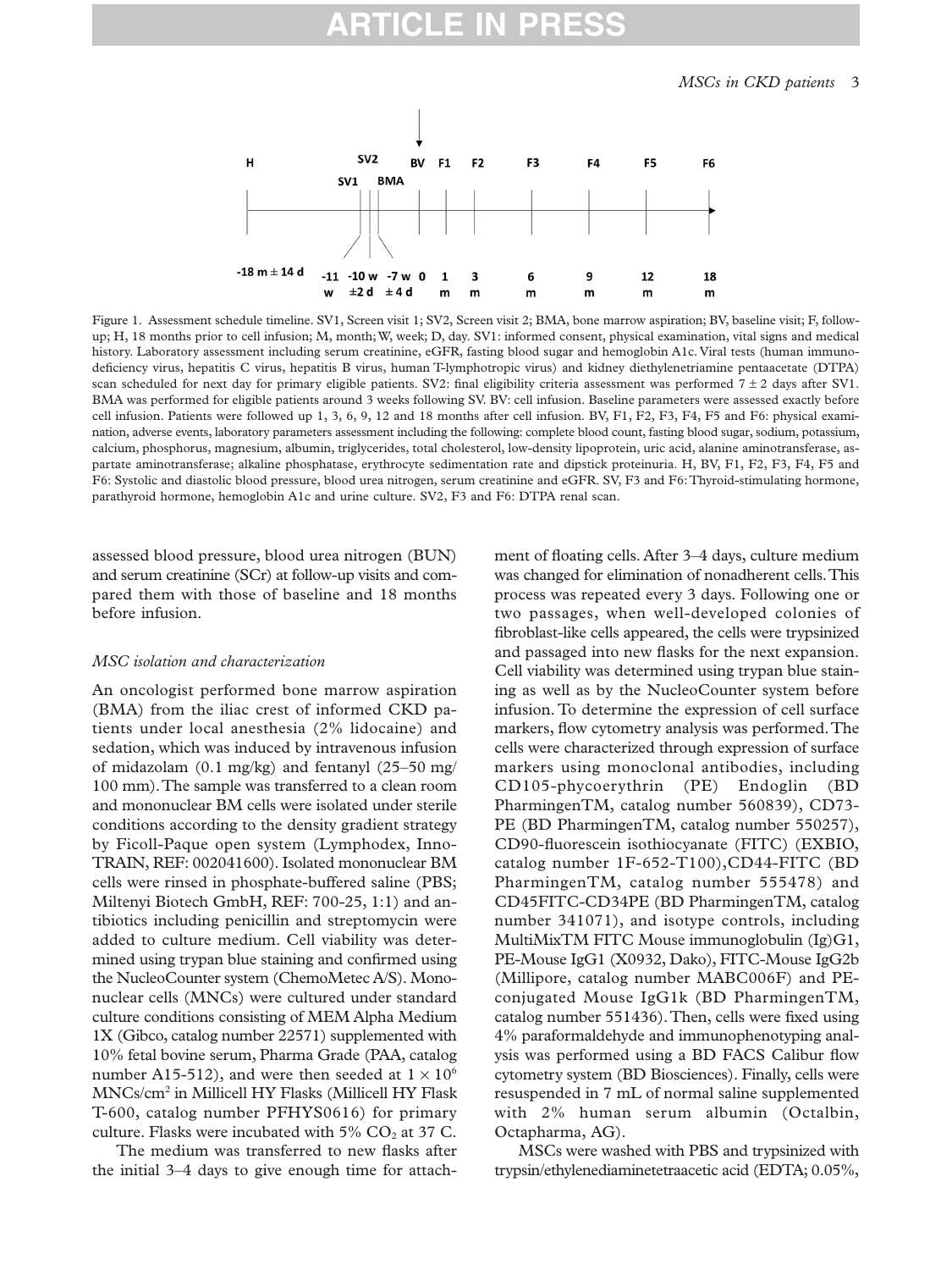Figure 1. Assessment schedule timeline. SV1, Screen visit 1; SV2, Screen visit 2; BMA, bone marrow aspiration; BV, baseline visit; F, follow-up; H, 18 months prior to cell infusion; M, month; W, week; D, day. SV1: informed consent, physical examination, vital signs and medical history. Laboratory assessment including serum creatinine, eGFR, fasting blood sugar and hemoglobin A1c. Viral tests (human immunodeficiency virus, hepatitis C virus, hepatitis B virus, human T-lymphotropic virus) and kidney diethylenetriamine pentaacetate (DTPA) scan scheduled for next day for primary eligible patients. SV2: final eligibility criteria assessment was performed 7 ± 2 days after SV1. BMA was performed for eligible patients around 3 weeks following SV. BV: cell infusion. Baseline parameters were assessed exactly before cell infusion. Patients were followed up 1, 3, 6, 9, 12 and 18 months after cell infusion. BV, F1, F2, F3, F4, F5 and F6: physical examination, adverse events, laboratory parameters assessment including the following: complete blood count, fasting blood sugar, sodium, potassium, calcium, phosphorus, magnesium, albumin, triglycerides, total cholesterol, low-density lipoprotein, uric acid, alanine aminotransferase, aspartate aminotransferase; alkaline phosphatase, erythrocyte sedimentation rate and dipstick proteinuria. H, BV, F1, F2, F3, F4, F5 and F6: Systolic and diastolic blood pressure, blood urea nitrogen, serum creatinine and eGFR. SV, F3 and F6: Thyroid-stimulating hormone, parathyroid hormone, hemoglobin A1c and urine culture. SV2, F3 and F6: DTPA renal scan.

assessed blood pressure, blood urea nitrogen (BUN) and serum creatinine (SCr) at follow-up visits and compared them with those of baseline and 18 months before infusion.

### MSC isolation and characterization

An oncologist performed bone marrow aspiration (BMA) from the iliac crest of informed CKD patients under local anesthesia (2% lidocaine) and sedation, which was induced by intravenous infusion of midazolam (0.1 mg/kg) and fentanyl (25–50 mg/100 mm). The sample was transferred to a clean room and mononuclear BM cells were isolated under sterile conditions according to the density gradient strategy by Ficoll-Paque open system (Lymphodex, InnoTRAIN, REF: 002041600). Isolated mononuclear BM cells were rinsed in phosphate-buffered saline (PBS; Miltenyi Biotech GmbH, REF: 700-25, 1:1) and antibiotics including penicillin and streptomycin were added to culture medium. Cell viability was determined using trypan blue staining and confirmed using the NucleoCounter system (ChemoMetec A/S). Mononuclear cells (MNCs) were cultured under standard culture conditions consisting of MEM Alpha Medium 1X (Gibco, catalog number 22571) supplemented with 10% fetal bovine serum, Pharma Grade (PAA, catalog number A15-512), and were then seeded at $1 \times 10^6$ MNCs/cm$^2$ in Millicell HY Flasks (Millicell HY Flask T-600, catalog number PFHYS0616) for primary culture. Flasks were incubated with 5% $CO_2$ at 37 C.

The medium was transferred to new flasks after the initial 3–4 days to give enough time for attachment of floating cells. After 3–4 days, culture medium was changed for elimination of nonadherent cells. This process was repeated every 3 days. Following one or two passages, when well-developed colonies of fibroblast-like cells appeared, the cells were trypsinized and passaged into new flasks for the next expansion. Cell viability was determined using trypan blue staining as well as by the NucleoCounter system before infusion. To determine the expression of cell surface markers, flow cytometry analysis was performed. The cells were characterized through expression of surface markers using monoclonal antibodies, including CD105-phycoerythrin (PE) Endoglin (BD PharmingenTM, catalog number 560839), CD73-PE (BD PharmingenTM, catalog number 550257), CD90-fluorescein isothiocyanate (FITC) (EXBIO, catalog number 1F-652-T100),CD44-FITC (BD PharmingenTM, catalog number 555478) and CD45FITC-CD34PE (BD PharmingenTM, catalog number 341071), and isotype controls, including MultiMixTM FITC Mouse immunoglobulin (Ig)G1, PE-Mouse IgG1 (X0932, Dako), FITC-Mouse IgG2b (Millipore, catalog number MABC006F) and PE-conjugated Mouse IgG1k (BD PharmingenTM, catalog number 551436). Then, cells were fixed using 4% paraformaldehyde and immunophenotyping analysis was performed using a BD FACS Calibur flow cytometry system (BD Biosciences). Finally, cells were resuspended in 7 mL of normal saline supplemented with 2% human serum albumin (Octalbin, Octapharma, AG).

MSCs were washed with PBS and trypsinized with trypsin/ethylenediaminetetraacetic acid (EDTA; 0.05%,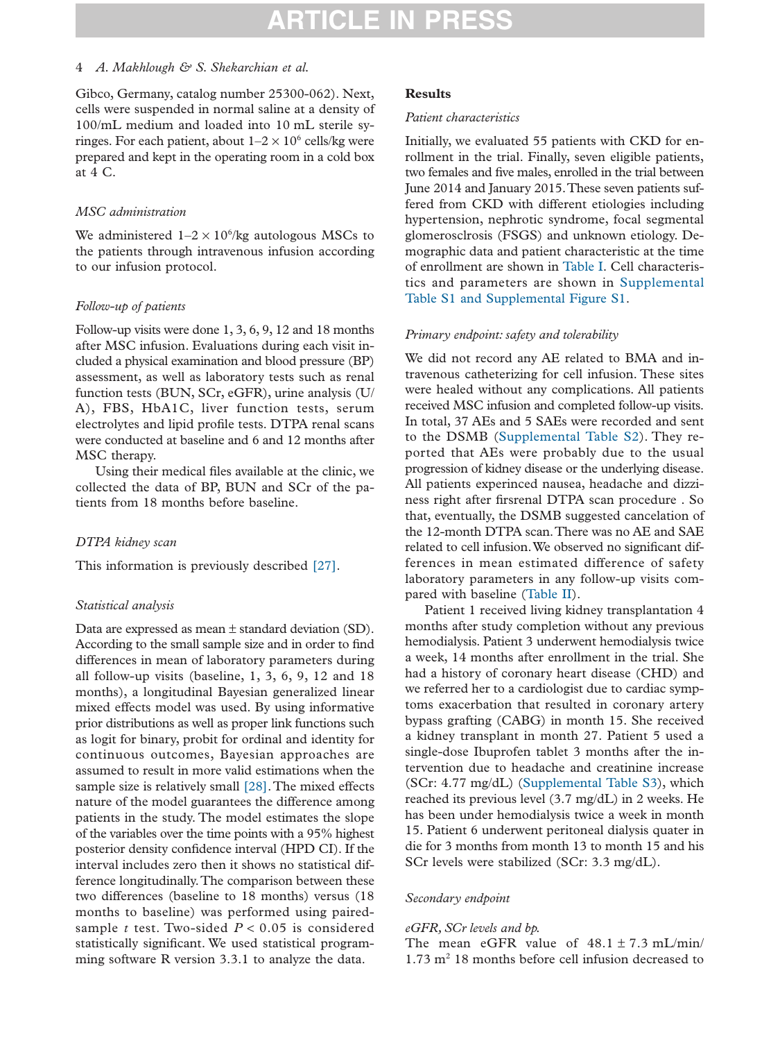Gibco, Germany, catalog number 25300-062). Next, cells were suspended in normal saline at a density of 100/mL medium and loaded into 10 mL sterile syringes. For each patient, about $1–2 \times 10^6$ cells/kg were prepared and kept in the operating room in a cold box at 4 C.

### *MSC administration*

We administered $1–2 \times 10^6$/kg autologous MSCs to the patients through intravenous infusion according to our infusion protocol.

### *Follow-up of patients*

Follow-up visits were done 1, 3, 6, 9, 12 and 18 months after MSC infusion. Evaluations during each visit included a physical examination and blood pressure (BP) assessment, as well as laboratory tests such as renal function tests (BUN, SCr, eGFR), urine analysis (U/A), FBS, HbA1C, liver function tests, serum electrolytes and lipid profile tests. DTPA renal scans were conducted at baseline and 6 and 12 months after MSC therapy.

Using their medical files available at the clinic, we collected the data of BP, BUN and SCr of the patients from 18 months before baseline.

### *DTPA kidney scan*

This information is previously described [27].

### *Statistical analysis*

Data are expressed as mean ± standard deviation (SD). According to the small sample size and in order to find differences in mean of laboratory parameters during all follow-up visits (baseline, 1, 3, 6, 9, 12 and 18 months), a longitudinal Bayesian generalized linear mixed effects model was used. By using informative prior distributions as well as proper link functions such as logit for binary, probit for ordinal and identity for continuous outcomes, Bayesian approaches are assumed to result in more valid estimations when the sample size is relatively small [28]. The mixed effects nature of the model guarantees the difference among patients in the study. The model estimates the slope of the variables over the time points with a 95% highest posterior density confidence interval (HPD CI). If the interval includes zero then it shows no statistical difference longitudinally. The comparison between these two differences (baseline to 18 months) versus (18 months to baseline) was performed using paired-sample $t$ test. Two-sided $P < 0.05$ is considered statistically significant. We used statistical programming software R version 3.3.1 to analyze the data.

## Results

### *Patient characteristics*

Initially, we evaluated 55 patients with CKD for enrollment in the trial. Finally, seven eligible patients, two females and five males, enrolled in the trial between June 2014 and January 2015. These seven patients suffered from CKD with different etiologies including hypertension, nephrotic syndrome, focal segmental glomerosclrosis (FSGS) and unknown etiology. Demographic data and patient characteristic at the time of enrollment are shown in Table I. Cell characteristics and parameters are shown in Supplemental Table S1 and Supplemental Figure S1.

### *Primary endpoint: safety and tolerability*

We did not record any AE related to BMA and intravenous catheterizing for cell infusion. These sites were healed without any complications. All patients received MSC infusion and completed follow-up visits. In total, 37 AEs and 5 SAEs were recorded and sent to the DSMB (Supplemental Table S2). They reported that AEs were probably due to the usual progression of kidney disease or the underlying disease. All patients experinced nausea, headache and dizziness right after firsrenal DTPA scan procedure . So that, eventually, the DSMB suggested cancelation of the 12-month DTPA scan. There was no AE and SAE related to cell infusion. We observed no significant differences in mean estimated difference of safety laboratory parameters in any follow-up visits compared with baseline (Table II).

Patient 1 received living kidney transplantation 4 months after study completion without any previous hemodialysis. Patient 3 underwent hemodialysis twice a week, 14 months after enrollment in the trial. She had a history of coronary heart disease (CHD) and we referred her to a cardiologist due to cardiac symptoms exacerbation that resulted in coronary artery bypass grafting (CABG) in month 15. She received a kidney transplant in month 27. Patient 5 used a single-dose Ibuprofen tablet 3 months after the intervention due to headache and creatinine increase (SCr: 4.77 mg/dL) (Supplemental Table S3), which reached its previous level (3.7 mg/dL) in 2 weeks. He has been under hemodialysis twice a week in month 15. Patient 6 underwent peritoneal dialysis quater in die for 3 months from month 13 to month 15 and his SCr levels were stabilized (SCr: 3.3 mg/dL).

### *Secondary endpoint*

#### *eGFR, SCr levels and bp.*

The mean eGFR value of 48.1 ± 7.3 mL/min/1.73 $m^2$ 18 months before cell infusion decreased to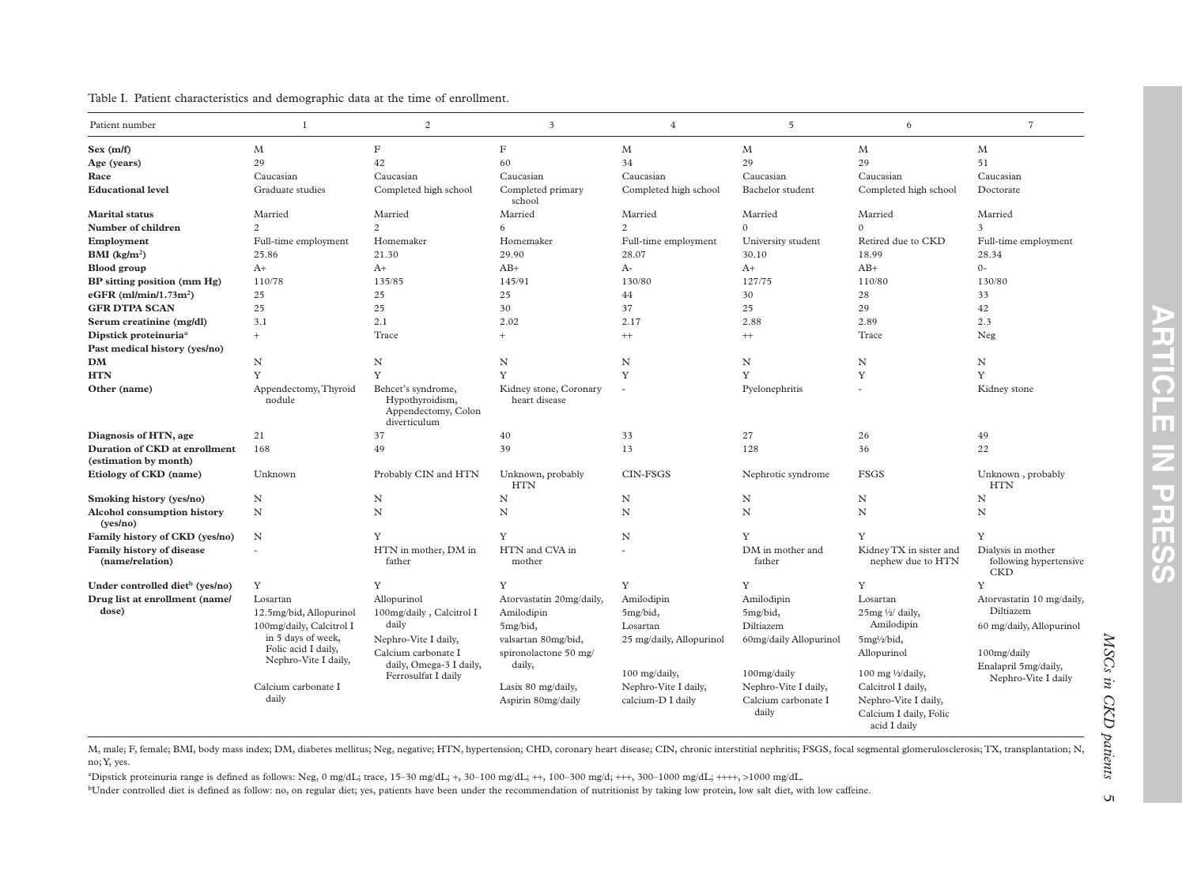Table I. Patient characteristics and demographic data at the time of enrollment.

| Patient number | 1 | 2 | 3 | 4 | 5 | 6 | 7 |
|---|---|---|---|---|---|---|---|
| **Sex (m/f)** | M | F | F | M | M | M | M |
| **Age (years)** | 29 | 42 | 60 | 34 | 29 | 29 | 51 |
| **Race** | Caucasian | Caucasian | Caucasian | Caucasian | Caucasian | Caucasian | Caucasian |
| **Educational level** | Graduate studies | Completed high school | Completed primary school | Completed high school | Bachelor student | Completed high school | Doctorate |
| **Marital status** | Married | Married | Married | Married | Married | Married | Married |
| **Number of children** | 2 | 2 | 6 | 2 | 0 | 0 | 3 |
| **Employment** | Full-time employment | Homemaker | Homemaker | Full-time employment | University student | Retired due to CKD | Full-time employment |
| **BMI (kg/m$^2$)** | 25.86 | 21.30 | 29.90 | 28.07 | 30.10 | 18.99 | 28.34 |
| **Blood group** | A+ | A+ | AB+ | A- | A+ | AB+ | 0- |
| **BP sitting position (mm Hg)** | 110/78 | 135/85 | 145/91 | 130/80 | 127/75 | 110/80 | 130/80 |
| **eGFR (ml/min/1.73m$^2$)** | 25 | 25 | 25 | 44 | 30 | 28 | 33 |
| **GFR DTPA SCAN** | 25 | 25 | 30 | 37 | 25 | 29 | 42 |
| **Serum creatinine (mg/dl)** | 3.1 | 2.1 | 2.02 | 2.17 | 2.88 | 2.89 | 2.3 |
| **Dipstick proteinuria**[a] | + | Trace | + | ++ | ++ | Trace | Neg |
| **Past medical history (yes/no)** | | | | | | | |
| **DM** | N | N | N | N | N | N | N |
| **HTN** | Y | Y | Y | Y | Y | Y | Y |
| **Other (name)** | Appendectomy, Thyroid nodule | Behcet's syndrome, Hypothyroidism, Appendectomy, Colon diverticulum | Kidney stone, Coronary heart disease | - | Pyelonephritis | - | Kidney stone |
| **Diagnosis of HTN, age** | 21 | 37 | 40 | 33 | 27 | 26 | 49 |
| **Duration of CKD at enrollment (estimation by month)** | 168 | 49 | 39 | 13 | 128 | 36 | 22 |
| **Etiology of CKD (name)** | Unknown | Probably CIN and HTN | Unknown, probably HTN | CIN-FSGS | Nephrotic syndrome | FSGS | Unknown , probably HTN |
| **Smoking history (yes/no)** | N | N | N | N | N | N | N |
| **Alcohol consumption history (yes/no)** | N | N | N | N | N | N | N |
| **Family history of CKD (yes/no)** | N | Y | Y | N | Y | Y | Y |
| **Family history of disease (name/relation)** | - | HTN in mother, DM in father | HTN and CVA in mother | - | DM in mother and father | Kidney TX in sister and nephew due to HTN | Dialysis in mother following hypertensive CKD |
| **Under controlled diet**[b] **(yes/no)** | Y | Y | Y | Y | Y | Y | Y |
| **Drug list at enrollment (name/ dose)** | Losartan 12.5mg/bid, Allopurinol 100mg/daily, Calcitrol I in 5 days of week, Folic acid I daily, Nephro-Vite I daily, Calcium carbonate I daily | Allopurinol 100mg/daily , Calcitrol I daily Nephro-Vite I daily, Calcium carbonate I daily, Omega-3 I daily, Ferrosulfat I daily | Atorvastatin 20mg/daily, Amilodipin 5mg/bid, valsartan 80mg/bid, spironolactone 50 mg/ daily, Lasix 80 mg/daily, Aspirin 80mg/daily | Amilodipin 5mg/bid, Losartan 25 mg/daily, Allopurinol 100 mg/daily, Nephro-Vite I daily, calcium-D I daily | Amilodipin 5mg/bid, Diltiazem 60mg/daily Allopurinol 100mg/daily Nephro-Vite I daily, Calcium carbonate I daily | Losartan 25mg ½/ daily, Amilodipin 5mg½/bid, Allopurinol 100 mg ½/daily, Calcitrol I daily, Nephro-Vite I daily, Calcium I daily, Folic acid I daily | Atorvastatin 10 mg/daily, Diltiazem 60 mg/daily, Allopurinol 100mg/daily Enalapril 5mg/daily, Nephro-Vite I daily |

M, male; F, female; BMI, body mass index; DM, diabetes mellitus; Neg, negative; HTN, hypertension; CHD, coronary heart disease; CIN, chronic interstitial nephritis; FSGS, focal segmental glomerulosclerosis; TX, transplantation; N, no; Y, yes.

[a]Dipstick proteinuria range is defined as follows: Neg, 0 mg/dL; trace, 15–30 mg/dL; +, 30–100 mg/dL; ++, 100–300 mg/d; +++, 300–1000 mg/dL, ++++, >1000 mg/dL.

[b]Under controlled diet is defined as follow: no, on regular diet; yes, patients have been under the recommendation of nutritionist by taking low protein, low salt diet, with low caffeine.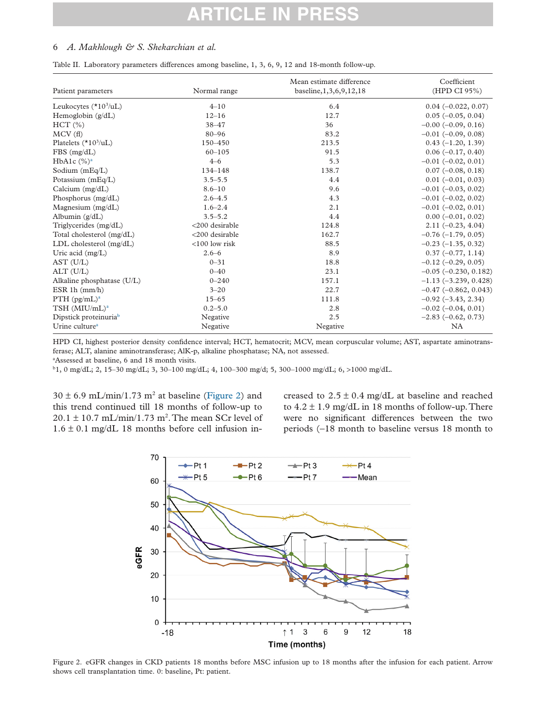Table II. Laboratory parameters differences among baseline, 1, 3, 6, 9, 12 and 18-month follow-up.

| Patient parameters | Normal range | Mean estimate difference baseline,1,3,6,9,12,18 | Coefficient (HPD CI 95%) |
|---|---|---|---|
| Leukocytes (*$10^3$/uL) | 4–10 | 6.4 | 0.04 (−0.022, 0.07) |
| Hemoglobin (g/dL) | 12–16 | 12.7 | 0.05 (−0.05, 0.04) |
| HCT (%) | 38–47 | 36 | −0.00 (−0.09, 0.16) |
| MCV (fl) | 80–96 | 83.2 | −0.01 (−0.09, 0.08) |
| Platelets (*$10^3$/uL) | 150–450 | 213.5 | 0.43 (−1.20, 1.39) |
| FBS (mg/dL) | 60–105 | 91.5 | 0.06 (−0.17, 0.40) |
| HbA1c (%)[a] | 4–6 | 5.3 | −0.01 (−0.02, 0.01) |
| Sodium (mEq/L) | 134–148 | 138.7 | 0.07 (−0.08, 0.18) |
| Potassium (mEq/L) | 3.5–5.5 | 4.4 | 0.01 (−0.01, 0.03) |
| Calcium (mg/dL) | 8.6–10 | 9.6 | −0.01 (−0.03, 0.02) |
| Phosphorus (mg/dL) | 2.6–4.5 | 4.3 | −0.01 (−0.02, 0.02) |
| Magnesium (mg/dL) | 1.6–2.4 | 2.1 | −0.01 (−0.02, 0.01) |
| Albumin (g/dL) | 3.5–5.2 | 4.4 | 0.00 (−0.01, 0.02) |
| Triglycerides (mg/dL) | <200 desirable | 124.8 | 2.11 (−0.23, 4.04) |
| Total cholesterol (mg/dL) | <200 desirable | 162.7 | −0.76 (−1.79, 0.05) |
| LDL cholesterol (mg/dL) | <100 low risk | 88.5 | −0.23 (−1.35, 0.32) |
| Uric acid (mg/L) | 2.6–6 | 8.9 | 0.37 (−0.77, 1.14) |
| AST (U/L) | 0–31 | 18.8 | −0.12 (−0.29, 0.05) |
| ALT (U/L) | 0–40 | 23.1 | −0.05 (−0.230, 0.182) |
| Alkaline phosphatase (U/L) | 0–240 | 157.1 | −1.13 (−3.239, 0.428) |
| ESR 1h (mm/h) | 3–20 | 22.7 | −0.47 (−0.862, 0.043) |
| PTH (pg/mL)[a] | 15–65 | 111.8 | −0.92 (−3.43, 2.34) |
| TSH (MIU/mL)[a] | 0.2–5.0 | 2.8 | −0.02 (−0.04, 0.01) |
| Dipstick proteinuria[b] | Negative | 2.5 | −2.83 (−0.62, 0.73) |
| Urine culture[a] | Negative | Negative | NA |

HPD CI, highest posterior density confidence interval; HCT, hematocrit; MCV, mean corpuscular volume; AST, aspartate aminotransferase; ALT, alanine aminotransferase; AlK-p, alkaline phosphatase; NA, not assessed.
[a]Assessed at baseline, 6 and 18 month visits.
[b]1, 0 mg/dL; 2, 15–30 mg/dL; 3, 30–100 mg/dL; 4, 100–300 mg/d; 5, 300–1000 mg/dL; 6, >1000 mg/dL.

30 ± 6.9 mL/min/1.73 $m^2$ at baseline (Figure 2) and this trend continued till 18 months of follow-up to 20.1 ± 10.7 mL/min/1.73 $m^2$. The mean SCr level of 1.6 ± 0.1 mg/dL 18 months before cell infusion increased to 2.5 ± 0.4 mg/dL at baseline and reached to 4.2 ± 1.9 mg/dL in 18 months of follow-up. There were no significant differences between the two periods (–18 month to baseline versus 18 month to

Figure 2. eGFR changes in CKD patients 18 months before MSC infusion up to 18 months after the infusion for each patient. Arrow shows cell transplantation time. 0: baseline, Pt: patient.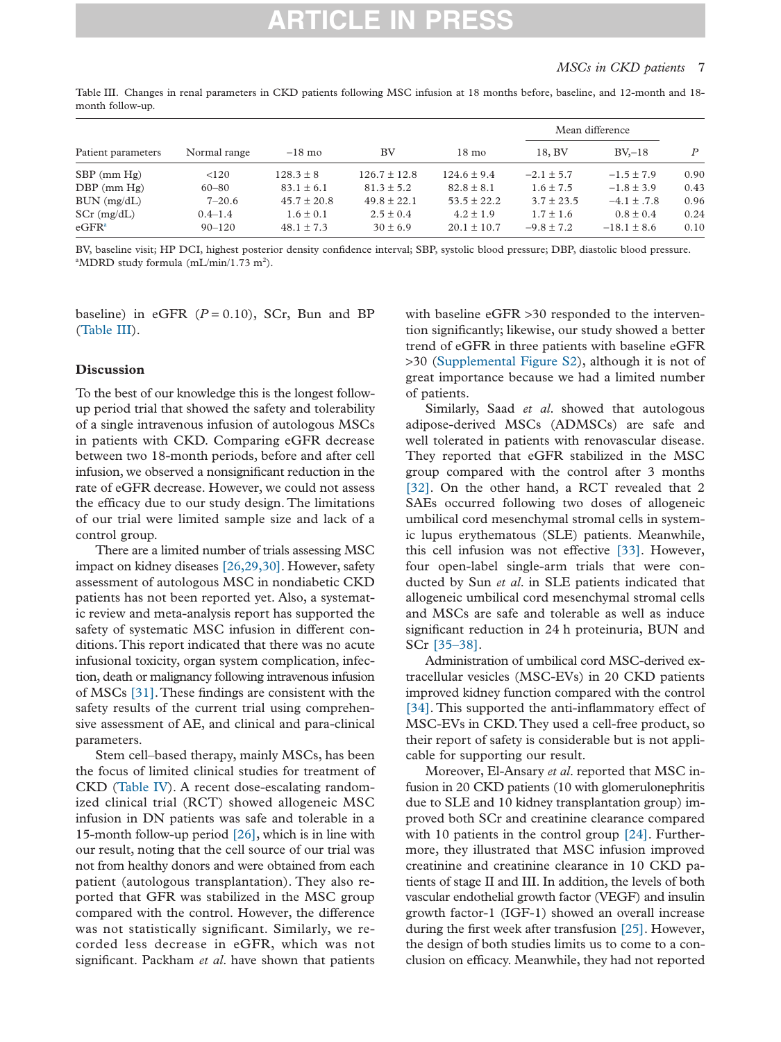Table III. Changes in renal parameters in CKD patients following MSC infusion at 18 months before, baseline, and 12-month and 18-month follow-up.

| Patient parameters | Normal range | −18 mo | BV | 18 mo | Mean difference | | P |
|---|---|---|---|---|---|---|---|
| | | | | | 18, BV | BV,−18 | |
| SBP (mm Hg) | <120 | 128.3 ± 8 | 126.7 ± 12.8 | 124.6 ± 9.4 | −2.1 ± 5.7 | −1.5 ± 7.9 | 0.90 |
| DBP (mm Hg) | 60–80 | 83.1 ± 6.1 | 81.3 ± 5.2 | 82.8 ± 8.1 | 1.6 ± 7.5 | −1.8 ± 3.9 | 0.43 |
| BUN (mg/dL) | 7–20.6 | 45.7 ± 20.8 | 49.8 ± 22.1 | 53.5 ± 22.2 | 3.7 ± 23.5 | −4.1 ± .7.8 | 0.96 |
| SCr (mg/dL) | 0.4–1.4 | 1.6 ± 0.1 | 2.5 ± 0.4 | 4.2 ± 1.9 | 1.7 ± 1.6 | 0.8 ± 0.4 | 0.24 |
| eGFR[a] | 90–120 | 48.1 ± 7.3 | 30 ± 6.9 | 20.1 ± 10.7 | −9.8 ± 7.2 | −18.1 ± 8.6 | 0.10 |

BV, baseline visit; HP DCI, highest posterior density confidence interval; SBP, systolic blood pressure; DBP, diastolic blood pressure.
[a]MDRD study formula (mL/min/1.73 $m^2$).

baseline) in eGFR ($P = 0.10$), SCr, Bun and BP (Table III).

## Discussion

To the best of our knowledge this is the longest follow-up period trial that showed the safety and tolerability of a single intravenous infusion of autologous MSCs in patients with CKD. Comparing eGFR decrease between two 18-month periods, before and after cell infusion, we observed a nonsignificant reduction in the rate of eGFR decrease. However, we could not assess the efficacy due to our study design. The limitations of our trial were limited sample size and lack of a control group.

There are a limited number of trials assessing MSC impact on kidney diseases [26,29,30]. However, safety assessment of autologous MSC in nondiabetic CKD patients has not been reported yet. Also, a systematic review and meta-analysis report has supported the safety of systematic MSC infusion in different conditions. This report indicated that there was no acute infusional toxicity, organ system complication, infection, death or malignancy following intravenous infusion of MSCs [31]. These findings are consistent with the safety results of the current trial using comprehensive assessment of AE, and clinical and para-clinical parameters.

Stem cell–based therapy, mainly MSCs, has been the focus of limited clinical studies for treatment of CKD (Table IV). A recent dose-escalating randomized clinical trial (RCT) showed allogeneic MSC infusion in DN patients was safe and tolerable in a 15-month follow-up period [26], which is in line with our result, noting that the cell source of our trial was not from healthy donors and were obtained from each patient (autologous transplantation). They also reported that GFR was stabilized in the MSC group compared with the control. However, the difference was not statistically significant. Similarly, we recorded less decrease in eGFR, which was not significant. Packham *et al.* have shown that patients with baseline eGFR >30 responded to the intervention significantly; likewise, our study showed a better trend of eGFR in three patients with baseline eGFR >30 (Supplemental Figure S2), although it is not of great importance because we had a limited number of patients.

Similarly, Saad *et al.* showed that autologous adipose-derived MSCs (ADMSCs) are safe and well tolerated in patients with renovascular disease. They reported that eGFR stabilized in the MSC group compared with the control after 3 months [32]. On the other hand, a RCT revealed that 2 SAEs occurred following two doses of allogeneic umbilical cord mesenchymal stromal cells in systemic lupus erythematous (SLE) patients. Meanwhile, this cell infusion was not effective [33]. However, four open-label single-arm trials that were conducted by Sun *et al.* in SLE patients indicated that allogeneic umbilical cord mesenchymal stromal cells and MSCs are safe and tolerable as well as induce significant reduction in 24 h proteinuria, BUN and SCr [35–38].

Administration of umbilical cord MSC-derived extracellular vesicles (MSC-EVs) in 20 CKD patients improved kidney function compared with the control [34]. This supported the anti-inflammatory effect of MSC-EVs in CKD. They used a cell-free product, so their report of safety is considerable but is not applicable for supporting our result.

Moreover, El-Ansary *et al.* reported that MSC infusion in 20 CKD patients (10 with glomerulonephritis due to SLE and 10 kidney transplantation group) improved both SCr and creatinine clearance compared with 10 patients in the control group [24]. Furthermore, they illustrated that MSC infusion improved creatinine and creatinine clearance in 10 CKD patients of stage II and III. In addition, the levels of both vascular endothelial growth factor (VEGF) and insulin growth factor-1 (IGF-1) showed an overall increase during the first week after transfusion [25]. However, the design of both studies limits us to come to a conclusion on efficacy. Meanwhile, they had not reported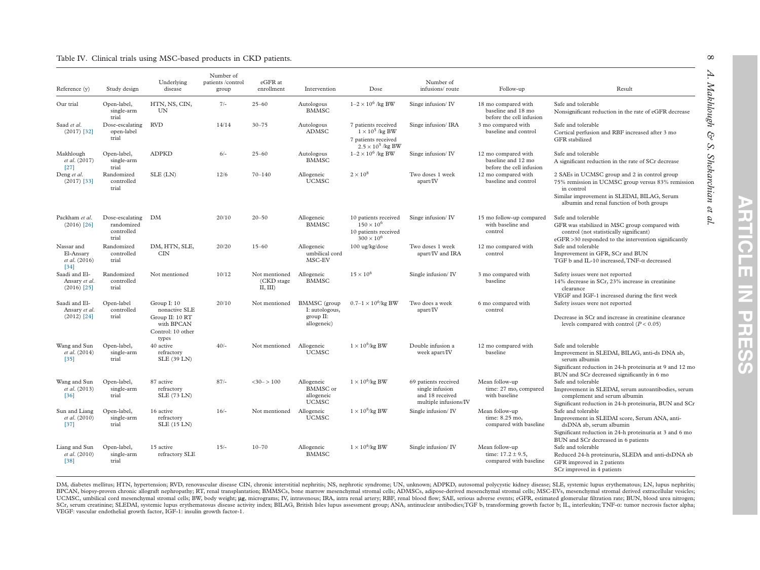Table IV. Clinical trials using MSC-based products in CKD patients.

| Reference (y) | Study design | Underlying disease | Number of patients /control group | eGFR at enrollment | Intervention | Dose | Number of infusions/ route | Follow-up | Result |
|---|---|---|---|---|---|---|---|---|---|
| Our trial | Open-label, single-arm trial | HTN, NS, CIN, UN | 7/- | 25–60 | Autologous BMMSC | $1–2 \times 10^6$ /kg BW | Singe infusion/ IV | 18 mo compared with baseline and 18 mo before the cell infusion | Safe and tolerable<br>Nonsignificant reduction in the rate of eGFR decrease |
| Saad *et al.* (2017) [32] | Dose-escalating open-label trial | RVD | 14/14 | 30–75 | Autologous ADMSC | 7 patients received $1 \times 10^5$ /kg BW<br>7 patients received $2.5 \times 10^5$ /kg BW | Singe infusion/ IRA | 3 mo compared with baseline and control | Safe and tolerable<br>Cortical perfusion and RBF increased after 3 mo<br>GFR stabilized |
| Makhlough *et al.* (2017) [27] | Open-label, single-arm trial | ADPKD | 6/- | 25–60 | Autologous BMMSC | $1–2 \times 10^6$ /kg BW | Singe infusion/ IV | 12 mo compared with baseline and 12 mo before the cell infusion | Safe and tolerable<br>A significant reduction in the rate of SCr decrease |
| Deng *et al.* (2017) [33] | Randomized controlled trial | SLE (LN) | 12/6 | 70–140 | Allogeneic UCMSC | $2 \times 10^8$ | Two doses 1 week apart/IV | 12 mo compared with baseline and control | 2 SAEs in UCMSC group and 2 in control group<br>75% remission in UCMSC group versus 83% remission in control<br>Similar improvement in SLEDAI, BILAG, Serum albumin and renal function of both groups |
| Packham *et al.* (2016) [26] | Dose-escalating randomized controlled trial | DM | 20/10 | 20–50 | Allogeneic BMMSC | 10 patients received $150 \times 10^6$<br>10 patients received $300 \times 10^6$ | Singe infusion/ IV | 15 mo follow-up compared with baseline and control | Safe and tolerable<br>GFR was stabilized in MSC group compared with control (not statistically significant)<br>eGFR >30 responded to the intervention significantly |
| Nassar and El-Ansary *et al.* (2016) [34] | Randomized controlled trial | DM, HTN, SLE, CIN | 20/20 | 15–60 | Allogeneic umbilical cord MSC-EV | 100 ug/kg/dose | Two doses 1 week apart/IV and IRA | 12 mo compared with control | Safe and tolerable<br>Improvement in GFR, SCr and BUN<br>TGF b and IL-10 increased, TNF-α decreased |
| Saadi and El-Ansary *et al.* (2016) [25] | Randomized controlled trial | Not mentioned | 10/12 | Not mentioned (CKD stage II, III) | Allogeneic BMMSC | $15 \times 10^6$ | Single infusion/ IV | 3 mo compared with baseline | Safety issues were not reported<br>14% decrease in SCr, 23% increase in creatinine clearance<br>VEGF and IGF-1 increased during the first week |
| Saadi and El-Ansary *et al.* (2012) [24] | Open-label controlled trial | Group I: 10 nonactive SLE<br>Group II: 10 RT with BPCAN<br>Control: 10 other types | 20/10 | Not mentioned | BMMSC (group I: autologous, group II: allogeneic) | $0.7–1 \times 10^6$/kg BW | Two does a week apart/IV | 6 mo compared with control | Safety issues were not reported<br>Decrease in SCr and increase in creatinine clearance levels compared with control ($P < 0.05$) |
| Wang and Sun *et al.* (2014) [35] | Open-label, single-arm trial | 40 active refractory SLE (39 LN) | 40/- | Not mentioned | Allogeneic UCMSC | $1 \times 10^6$/kg BW | Double infusion a week apart/IV | 12 mo compared with baseline | Safe and tolerable<br>Improvement in SLEDAI, BILAG, anti-ds DNA ab, serum albumin<br>Significant reduction in 24-h proteinuria at 9 and 12 mo<br>BUN and SCr decreased significantly in 6 mo |
| Wang and Sun *et al.* (2013) [36] | Open-label, single-arm trial | 87 active refractory SLE (73 LN) | 87/- | <30– > 100 | Allogeneic BMMSC or allogeneic UCMSC | $1 \times 10^6$/kg BW | 69 patients received single infusion and 18 received multiple infusions/IV | Mean follow-up time: 27 mo, compared with baseline | Safe and tolerable<br>Improvement in SLEDAI, serum autoantibodies, serum complement and serum albumin<br>Significant reduction in 24-h proteinuria, BUN and SCr |
| Sun and Liang *et al.* (2010) [37] | Open-label, single-arm trial | 16 active refractory SLE (15 LN) | 16/- | Not mentioned | Allogeneic UCMSC | $1 \times 10^6$/kg BW | Single infusion/ IV | Mean follow-up time: 8.25 mo, compared with baseline | Safe and tolerable<br>Improvement in SLEDAI score, Serum ANA, anti-dsDNA ab, serum albumin<br>Significant reduction in 24-h proteinuria at 3 and 6 mo<br>BUN and SCr decreased in 6 patients |
| Liang and Sun *et al.* (2010) [38] | Open-label, single-arm trial | 15 active refractory SLE | 15/- | 10–70 | Allogeneic BMMSC | $1 \times 10^6$/kg BW | Single infusion/ IV | Mean follow-up time: 17.2 ± 9.5, compared with baseline | Safe and tolerable<br>Reduced 24-h proteinuria, SLEDA and anti-dsDNA ab<br>GFR improved in 2 patients<br>SCr improved in 4 patients |

DM, diabetes mellitus; HTN, hypertension; RVD, renovascular disease CIN, chronic interstitial nephritis; NS, nephrotic syndrome; UN, unknown; ADPKD, autosomal polycystic kidney disease; SLE, systemic lupus erythematous; LN, lupus nephritis; BPCAN, biopsy-proven chronic allograft nephropathy; RT, renal transplantation; BMMSCs, bone marrow mesenchymal stromal cells; ADMSCs, adipose-derived mesenchymal stromal cells; MSC-EVs, mesenchymal stromal derived extracellular vesicles; UCMSC, umbilical cord mesenchymal stromal cells; BW, body weight; µg, micrograms; IV, intravenous; IRA, intra renal artery; RBF, renal blood flow; SAE, serious adverse events; eGFR, estimated glomerular filtration rate; BUN, blood urea nitrogen; SCr, serum creatinine; SLEDAI, systemic lupus erythematosus disease activity index; BILAG, British Isles lupus assessment group; ANA, antinuclear antibodies;TGF b, transforming growth factor b; IL, interleukin; TNF-α: tumor necrosis factor alpha; VEGF: vascular endothelial growth factor, IGF-1: insulin growth factor-1.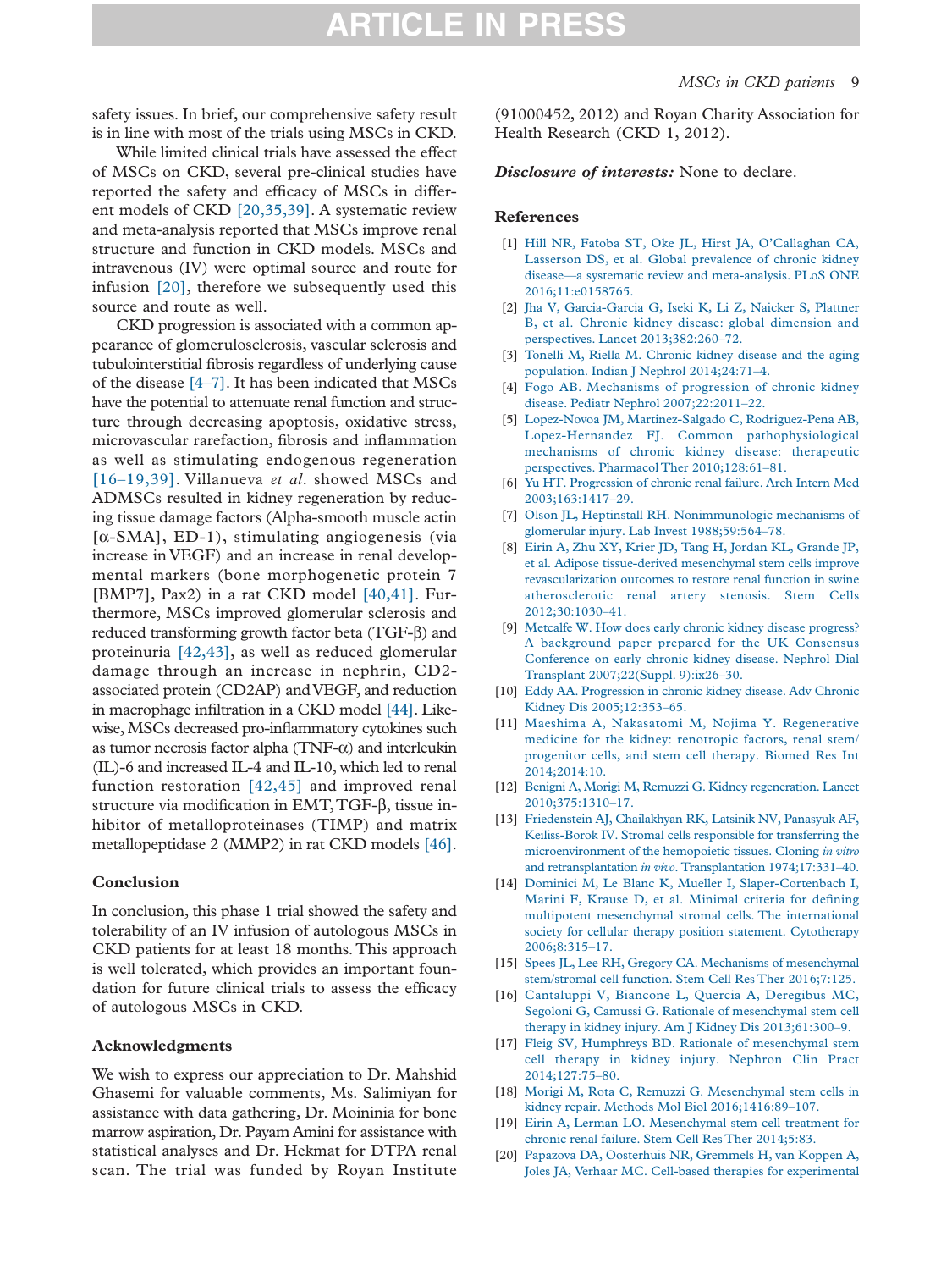safety issues. In brief, our comprehensive safety result is in line with most of the trials using MSCs in CKD.

While limited clinical trials have assessed the effect of MSCs on CKD, several pre-clinical studies have reported the safety and efficacy of MSCs in different models of CKD [20,35,39]. A systematic review and meta-analysis reported that MSCs improve renal structure and function in CKD models. MSCs and intravenous (IV) were optimal source and route for infusion [20], therefore we subsequently used this source and route as well.

CKD progression is associated with a common appearance of glomerulosclerosis, vascular sclerosis and tubulointerstitial fibrosis regardless of underlying cause of the disease [4–7]. It has been indicated that MSCs have the potential to attenuate renal function and structure through decreasing apoptosis, oxidative stress, microvascular rarefaction, fibrosis and inflammation as well as stimulating endogenous regeneration [16–19,39]. Villanueva *et al.* showed MSCs and ADMSCs resulted in kidney regeneration by reducing tissue damage factors (Alpha-smooth muscle actin [α-SMA], ED-1), stimulating angiogenesis (via increase in VEGF) and an increase in renal developmental markers (bone morphogenetic protein 7 [BMP7], Pax2) in a rat CKD model [40,41]. Furthermore, MSCs improved glomerular sclerosis and reduced transforming growth factor beta (TGF-β) and proteinuria [42,43], as well as reduced glomerular damage through an increase in nephrin, CD2-associated protein (CD2AP) and VEGF, and reduction in macrophage infiltration in a CKD model [44]. Likewise, MSCs decreased pro-inflammatory cytokines such as tumor necrosis factor alpha (TNF-α) and interleukin (IL)-6 and increased IL-4 and IL-10, which led to renal function restoration [42,45] and improved renal structure via modification in EMT, TGF-β, tissue inhibitor of metalloproteinases (TIMP) and matrix metallopeptidase 2 (MMP2) in rat CKD models [46].

## Conclusion

In conclusion, this phase 1 trial showed the safety and tolerability of an IV infusion of autologous MSCs in CKD patients for at least 18 months. This approach is well tolerated, which provides an important foundation for future clinical trials to assess the efficacy of autologous MSCs in CKD.

## Acknowledgments

We wish to express our appreciation to Dr. Mahshid Ghasemi for valuable comments, Ms. Salimiyan for assistance with data gathering, Dr. Moininia for bone marrow aspiration, Dr. Payam Amini for assistance with statistical analyses and Dr. Hekmat for DTPA renal scan. The trial was funded by Royan Institute (91000452, 2012) and Royan Charity Association for Health Research (CKD 1, 2012).

***Disclosure of interests:*** None to declare.

## References

[1] Hill NR, Fatoba ST, Oke JL, Hirst JA, O'Callaghan CA, Lasserson DS, et al. Global prevalence of chronic kidney disease—a systematic review and meta-analysis. PLoS ONE 2016;11:e0158765.

[2] Jha V, Garcia-Garcia G, Iseki K, Li Z, Naicker S, Plattner B, et al. Chronic kidney disease: global dimension and perspectives. Lancet 2013;382:260–72.

[3] Tonelli M, Riella M. Chronic kidney disease and the aging population. Indian J Nephrol 2014;24:71–4.

[4] Fogo AB. Mechanisms of progression of chronic kidney disease. Pediatr Nephrol 2007;22:2011–22.

[5] Lopez-Novoa JM, Martinez-Salgado C, Rodriguez-Pena AB, Lopez-Hernandez FJ. Common pathophysiological mechanisms of chronic kidney disease: therapeutic perspectives. Pharmacol Ther 2010;128:61–81.

[6] Yu HT. Progression of chronic renal failure. Arch Intern Med 2003;163:1417–29.

[7] Olson JL, Heptinstall RH. Nonimmunologic mechanisms of glomerular injury. Lab Invest 1988;59:564–78.

[8] Eirin A, Zhu XY, Krier JD, Tang H, Jordan KL, Grande JP, et al. Adipose tissue-derived mesenchymal stem cells improve revascularization outcomes to restore renal function in swine atherosclerotic renal artery stenosis. Stem Cells 2012;30:1030–41.

[9] Metcalfe W. How does early chronic kidney disease progress? A background paper prepared for the UK Consensus Conference on early chronic kidney disease. Nephrol Dial Transplant 2007;22(Suppl. 9):ix26–30.

[10] Eddy AA. Progression in chronic kidney disease. Adv Chronic Kidney Dis 2005;12:353–65.

[11] Maeshima A, Nakasatomi M, Nojima Y. Regenerative medicine for the kidney: renotropic factors, renal stem/progenitor cells, and stem cell therapy. Biomed Res Int 2014;2014:10.

[12] Benigni A, Morigi M, Remuzzi G. Kidney regeneration. Lancet 2010;375:1310–17.

[13] Friedenstein AJ, Chailakhyan RK, Latsinik NV, Panasyuk AF, Keiliss-Borok IV. Stromal cells responsible for transferring the microenvironment of the hemopoietic tissues. Cloning *in vitro* and retransplantation *in vivo*. Transplantation 1974;17:331–40.

[14] Dominici M, Le Blanc K, Mueller I, Slaper-Cortenbach I, Marini F, Krause D, et al. Minimal criteria for defining multipotent mesenchymal stromal cells. The international society for cellular therapy position statement. Cytotherapy 2006;8:315–17.

[15] Spees JL, Lee RH, Gregory CA. Mechanisms of mesenchymal stem/stromal cell function. Stem Cell Res Ther 2016;7:125.

[16] Cantaluppi V, Biancone L, Quercia A, Deregibus MC, Segoloni G, Camussi G. Rationale of mesenchymal stem cell therapy in kidney injury. Am J Kidney Dis 2013;61:300–9.

[17] Fleig SV, Humphreys BD. Rationale of mesenchymal stem cell therapy in kidney injury. Nephron Clin Pract 2014;127:75–80.

[18] Morigi M, Rota C, Remuzzi G. Mesenchymal stem cells in kidney repair. Methods Mol Biol 2016;1416:89–107.

[19] Eirin A, Lerman LO. Mesenchymal stem cell treatment for chronic renal failure. Stem Cell Res Ther 2014;5:83.

[20] Papazova DA, Oosterhuis NR, Gremmels H, van Koppen A, Joles JA, Verhaar MC. Cell-based therapies for experimental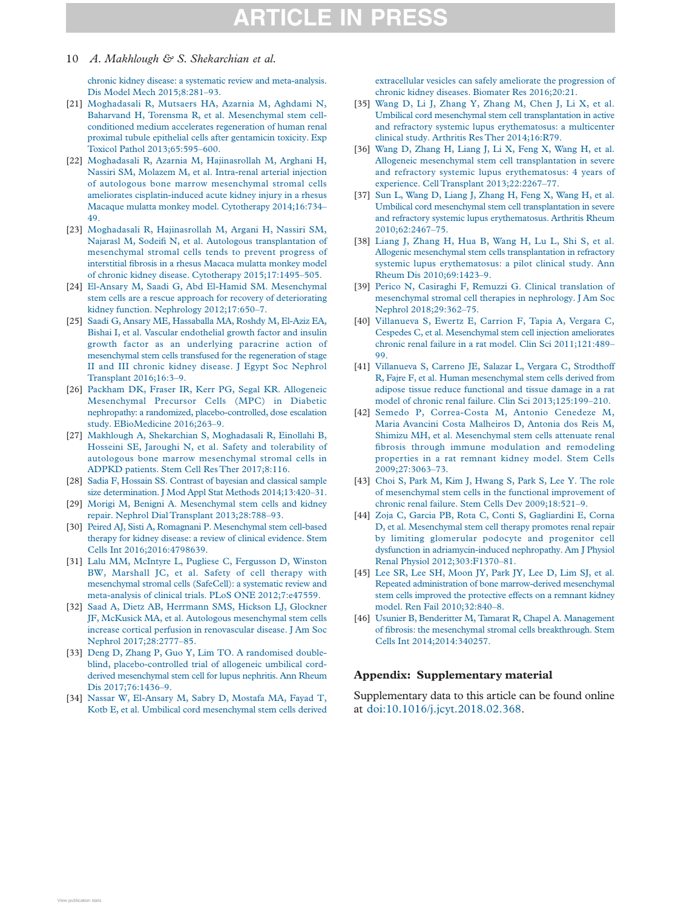chronic kidney disease: a systematic review and meta-analysis. Dis Model Mech 2015;8:281–93.

[21] Moghadasali R, Mutsaers HA, Azarnia M, Aghdami N, Baharvand H, Torensma R, et al. Mesenchymal stem cell-conditioned medium accelerates regeneration of human renal proximal tubule epithelial cells after gentamicin toxicity. Exp Toxicol Pathol 2013;65:595–600.

[22] Moghadasali R, Azarnia M, Hajinasrollah M, Arghani H, Nassiri SM, Molazem M, et al. Intra-renal arterial injection of autologous bone marrow mesenchymal stromal cells ameliorates cisplatin-induced acute kidney injury in a rhesus Macaque mulatta monkey model. Cytotherapy 2014;16:734–49.

[23] Moghadasali R, Hajinasrollah M, Argani H, Nassiri SM, Najarasl M, Sodeifi N, et al. Autologous transplantation of mesenchymal stromal cells tends to prevent progress of interstitial fibrosis in a rhesus Macaca mulatta monkey model of chronic kidney disease. Cytotherapy 2015;17:1495–505.

[24] El-Ansary M, Saadi G, Abd El-Hamid SM. Mesenchymal stem cells are a rescue approach for recovery of deteriorating kidney function. Nephrology 2012;17:650–7.

[25] Saadi G, Ansary ME, Hassaballa MA, Roshdy M, El-Aziz EA, Bishai I, et al. Vascular endothelial growth factor and insulin growth factor as an underlying paracrine action of mesenchymal stem cells transfused for the regeneration of stage II and III chronic kidney disease. J Egypt Soc Nephrol Transplant 2016;16:3–9.

[26] Packham DK, Fraser IR, Kerr PG, Segal KR. Allogeneic Mesenchymal Precursor Cells (MPC) in Diabetic nephropathy: a randomized, placebo-controlled, dose escalation study. EBioMedicine 2016;263–9.

[27] Makhlough A, Shekarchian S, Moghadasali R, Einollahi B, Hosseini SE, Jaroughi N, et al. Safety and tolerability of autologous bone marrow mesenchymal stromal cells in ADPKD patients. Stem Cell Res Ther 2017;8:116.

[28] Sadia F, Hossain SS. Contrast of bayesian and classical sample size determination. J Mod Appl Stat Methods 2014;13:420–31.

[29] Morigi M, Benigni A. Mesenchymal stem cells and kidney repair. Nephrol Dial Transplant 2013;28:788–93.

[30] Peired AJ, Sisti A, Romagnani P. Mesenchymal stem cell-based therapy for kidney disease: a review of clinical evidence. Stem Cells Int 2016;2016:4798639.

[31] Lalu MM, McIntyre L, Pugliese C, Fergusson D, Winston BW, Marshall JC, et al. Safety of cell therapy with mesenchymal stromal cells (SafeCell): a systematic review and meta-analysis of clinical trials. PLoS ONE 2012;7:e47559.

[32] Saad A, Dietz AB, Herrmann SMS, Hickson LJ, Glockner JF, McKusick MA, et al. Autologous mesenchymal stem cells increase cortical perfusion in renovascular disease. J Am Soc Nephrol 2017;28:2777–85.

[33] Deng D, Zhang P, Guo Y, Lim TO. A randomised double-blind, placebo-controlled trial of allogeneic umbilical cord-derived mesenchymal stem cell for lupus nephritis. Ann Rheum Dis 2017;76:1436–9.

[34] Nassar W, El-Ansary M, Sabry D, Mostafa MA, Fayad T, Kotb E, et al. Umbilical cord mesenchymal stem cells derived extracellular vesicles can safely ameliorate the progression of chronic kidney diseases. Biomater Res 2016;20:21.

[35] Wang D, Li J, Zhang Y, Zhang M, Chen J, Li X, et al. Umbilical cord mesenchymal stem cell transplantation in active and refractory systemic lupus erythematosus: a multicenter clinical study. Arthritis Res Ther 2014;16:R79.

[36] Wang D, Zhang H, Liang J, Li X, Feng X, Wang H, et al. Allogeneic mesenchymal stem cell transplantation in severe and refractory systemic lupus erythematosus: 4 years of experience. Cell Transplant 2013;22:2267–77.

[37] Sun L, Wang D, Liang J, Zhang H, Feng X, Wang H, et al. Umbilical cord mesenchymal stem cell transplantation in severe and refractory systemic lupus erythematosus. Arthritis Rheum 2010;62:2467–75.

[38] Liang J, Zhang H, Hua B, Wang H, Lu L, Shi S, et al. Allogenic mesenchymal stem cells transplantation in refractory systemic lupus erythematosus: a pilot clinical study. Ann Rheum Dis 2010;69:1423–9.

[39] Perico N, Casiraghi F, Remuzzi G. Clinical translation of mesenchymal stromal cell therapies in nephrology. J Am Soc Nephrol 2018;29:362–75.

[40] Villanueva S, Ewertz E, Carrion F, Tapia A, Vergara C, Cespedes C, et al. Mesenchymal stem cell injection ameliorates chronic renal failure in a rat model. Clin Sci 2011;121:489–99.

[41] Villanueva S, Carreno JE, Salazar L, Vergara C, Strodthoff R, Fajre F, et al. Human mesenchymal stem cells derived from adipose tissue reduce functional and tissue damage in a rat model of chronic renal failure. Clin Sci 2013;125:199–210.

[42] Semedo P, Correa-Costa M, Antonio Cenedeze M, Maria Avancini Costa Malheiros D, Antonia dos Reis M, Shimizu MH, et al. Mesenchymal stem cells attenuate renal fibrosis through immune modulation and remodeling properties in a rat remnant kidney model. Stem Cells 2009;27:3063–73.

[43] Choi S, Park M, Kim J, Hwang S, Park S, Lee Y. The role of mesenchymal stem cells in the functional improvement of chronic renal failure. Stem Cells Dev 2009;18:521–9.

[44] Zoja C, Garcia PB, Rota C, Conti S, Gagliardini E, Corna D, et al. Mesenchymal stem cell therapy promotes renal repair by limiting glomerular podocyte and progenitor cell dysfunction in adriamycin-induced nephropathy. Am J Physiol Renal Physiol 2012;303:F1370–81.

[45] Lee SR, Lee SH, Moon JY, Park JY, Lee D, Lim SJ, et al. Repeated administration of bone marrow-derived mesenchymal stem cells improved the protective effects on a remnant kidney model. Ren Fail 2010;32:840–8.

[46] Usunier B, Benderitter M, Tamarat R, Chapel A. Management of fibrosis: the mesenchymal stromal cells breakthrough. Stem Cells Int 2014;2014:340257.

## Appendix: Supplementary material

Supplementary data to this article can be found online at doi:10.1016/j.jcyt.2018.02.368.